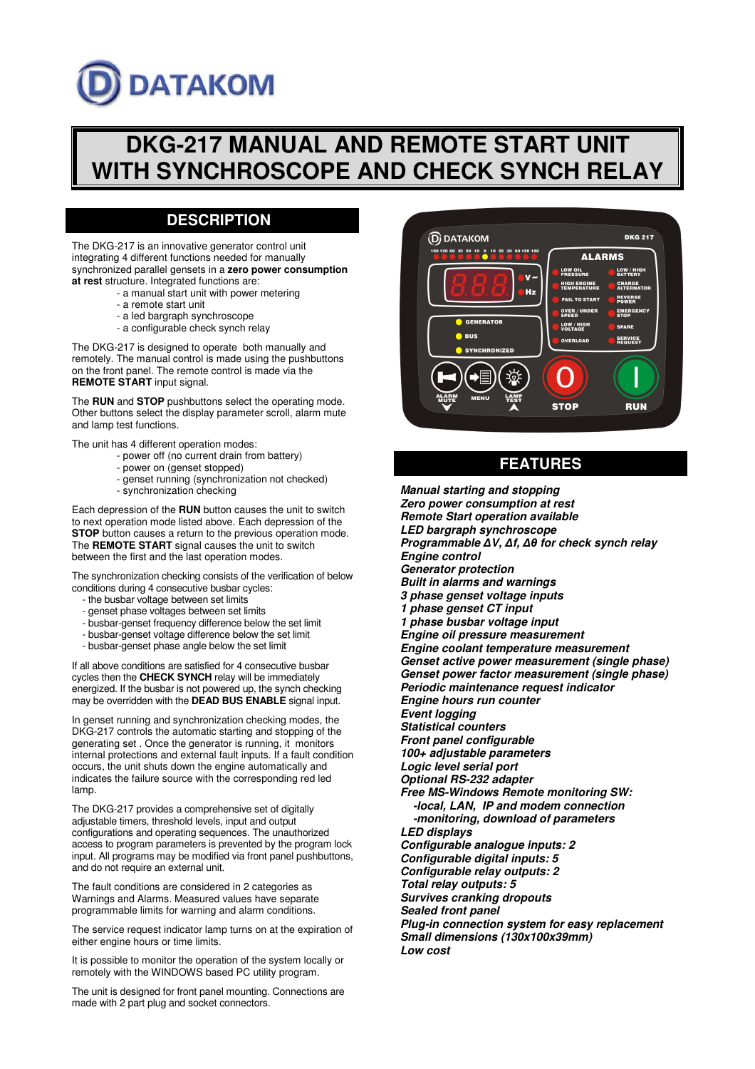DATAKOM

# DKG-217 MANUAL AND REMOTE START UNIT WITH SYNCHROSCOPE AND CHECK SYNCH RELAY

## DESCRIPTION

The DKG-217 is an innovative generator control unit integrating 4 different functions needed for manually synchronized parallel gensets in a **zero power consumption at rest** structure. Integrated functions are:

- a manual start unit with power metering
- a remote start unit
- a led bargraph synchroscope
- a configurable check synch relay

The DKG-217 is designed to operate both manually and remotely. The manual control is made using the pushbuttons on the front panel. The remote control is made via the **REMOTE START** input signal.

The **RUN** and **STOP** pushbuttons select the operating mode. Other buttons select the display parameter scroll, alarm mute and lamp test functions.

The unit has 4 different operation modes:

- power off (no current drain from battery)
- power on (genset stopped)
- genset running (synchronization not checked)
- synchronization checking

Each depression of the **RUN** button causes the unit to switch to next operation mode listed above. Each depression of the **STOP** button causes a return to the previous operation mode. The **REMOTE START** signal causes the unit to switch between the first and the last operation modes.

The synchronization checking consists of the verification of below conditions during 4 consecutive busbar cycles:

- the busbar voltage between set limits
- genset phase voltages between set limits
- busbar-genset frequency difference below the set limit
- busbar-genset voltage difference below the set limit
- busbar-genset phase angle below the set limit

If all above conditions are satisfied for 4 consecutive busbar cycles then the **CHECK SYNCH** relay will be immediately energized. If the busbar is not powered up, the synch checking may be overridden with the **DEAD BUS ENABLE** signal input.

In genset running and synchronization checking modes, the DKG-217 controls the automatic starting and stopping of the generating set . Once the generator is running, it monitors internal protections and external fault inputs. If a fault condition occurs, the unit shuts down the engine automatically and indicates the failure source with the corresponding red led lamp.

The DKG-217 provides a comprehensive set of digitally adjustable timers, threshold levels, input and output configurations and operating sequences. The unauthorized access to program parameters is prevented by the program lock input. All programs may be modified via front panel pushbuttons, and do not require an external unit.

The fault conditions are considered in 2 categories as Warnings and Alarms. Measured values have separate programmable limits for warning and alarm conditions.

The service request indicator lamp turns on at the expiration of either engine hours or time limits.

It is possible to monitor the operation of the system locally or remotely with the WINDOWS based PC utility program.

The unit is designed for front panel mounting. Connections are made with 2 part plug and socket connectors.

## FEATURES

***Manual starting and stopping***
***Zero power consumption at rest***
***Remote Start operation available***
***LED bargraph synchroscope***
***Programmable ΔV, Δf, Δθ for check synch relay***
***Engine control***
***Generator protection***
***Built in alarms and warnings***
***3 phase genset voltage inputs***
***1 phase genset CT input***
***1 phase busbar voltage input***
***Engine oil pressure measurement***
***Engine coolant temperature measurement***
***Genset active power measurement (single phase)***
***Genset power factor measurement (single phase)***
***Periodic maintenance request indicator***
***Engine hours run counter***
***Event logging***
***Statistical counters***
***Front panel configurable***
***100+ adjustable parameters***
***Logic level serial port***
***Optional RS-232 adapter***
***Free MS-Windows Remote monitoring SW:***
***-local, LAN, IP and modem connection***
***-monitoring, download of parameters***
***LED displays***
***Configurable analogue inputs: 2***
***Configurable digital inputs: 5***
***Configurable relay outputs: 2***
***Total relay outputs: 5***
***Survives cranking dropouts***
***Sealed front panel***
***Plug-in connection system for easy replacement***
***Small dimensions (130x100x39mm)***
***Low cost***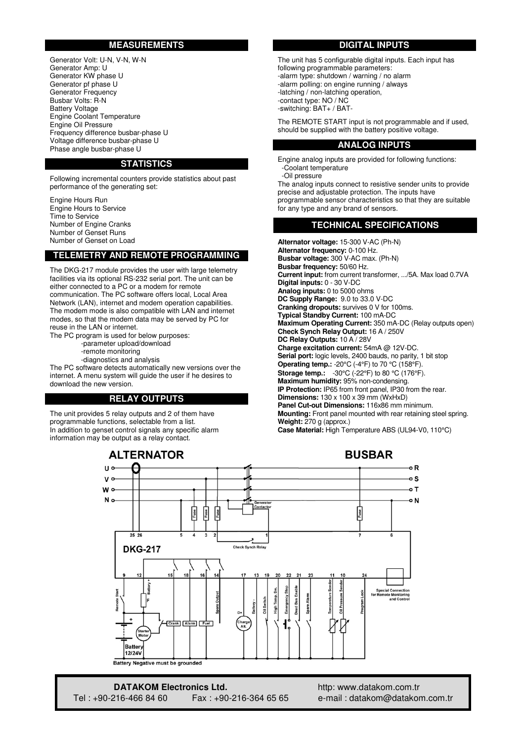## MEASUREMENTS

Generator Volt: U-N, V-N, W-N
Generator Amp: U
Generator KW phase U
Generator pf phase U
Generator Frequency
Busbar Volts: R-N
Battery Voltage
Engine Coolant Temperature
Engine Oil Pressure
Frequency difference busbar-phase U
Voltage difference busbar-phase U
Phase angle busbar-phase U

## STATISTICS

Following incremental counters provide statistics about past performance of the generating set:

Engine Hours Run
Engine Hours to Service
Time to Service
Number of Engine Cranks
Number of Genset Runs
Number of Genset on Load

## TELEMETRY AND REMOTE PROGRAMMING

The DKG-217 module provides the user with large telemetry facilities via its optional RS-232 serial port. The unit can be either connected to a PC or a modem for remote communication. The PC software offers local, Local Area Network (LAN), internet and modem operation capabilities. The modem mode is also compatible with LAN and internet modes, so that the modem data may be served by PC for reuse in the LAN or internet.

The PC program is used for below purposes:

-parameter upload/download
-remote monitoring
-diagnostics and analysis

The PC software detects automatically new versions over the internet. A menu system will guide the user if he desires to download the new version.

## RELAY OUTPUTS

The unit provides 5 relay outputs and 2 of them have programmable functions, selectable from a list.
In addition to genset control signals any specific alarm information may be output as a relay contact.

## DIGITAL INPUTS

The unit has 5 configurable digital inputs. Each input has following programmable parameters:
-alarm type: shutdown / warning / no alarm
-alarm polling: on engine running / always
-latching / non-latching operation,
-contact type: NO / NC
-switching: BAT+ / BAT-

The REMOTE START input is not programmable and if used, should be supplied with the battery positive voltage.

## ANALOG INPUTS

Engine analog inputs are provided for following functions:
-Coolant temperature
-Oil pressure

The analog inputs connect to resistive sender units to provide precise and adjustable protection. The inputs have programmable sensor characteristics so that they are suitable for any type and any brand of sensors.

## TECHNICAL SPECIFICATIONS

**Alternator voltage:** 15-300 V-AC (Ph-N)
**Alternator frequency:** 0-100 Hz.
**Busbar voltage:** 300 V-AC max. (Ph-N)
**Busbar frequency:** 50/60 Hz.
**Current input:** from current transformer, .../5A. Max load 0.7VA
**Digital inputs:** 0 - 30 V-DC
**Analog inputs:** 0 to 5000 ohms
**DC Supply Range:** 9.0 to 33.0 V-DC
**Cranking dropouts:** survives 0 V for 100ms.
**Typical Standby Current:** 100 mA-DC
**Maximum Operating Current:** 350 mA-DC (Relay outputs open)
**Check Synch Relay Output:** 16 A / 250V
**DC Relay Outputs:** 10 A / 28V
**Charge excitation current:** 54mA @ 12V-DC.
**Serial port:** logic levels, 2400 bauds, no parity, 1 bit stop
**Operating temp.:** -20°C (-4°F) to 70 °C (158°F).
**Storage temp.:** -30°C (-22°F) to 80 °C (176°F).
**Maximum humidity:** 95% non-condensing.
**IP Protection:** IP65 from front panel, IP30 from the rear.
**Dimensions:** 130 x 100 x 39 mm (WxHxD)
**Panel Cut-out Dimensions:** 116x86 mm minimum.
**Mounting:** Front panel mounted with rear retaining steel spring.
**Weight:** 270 g (approx.)
**Case Material:** High Temperature ABS (UL94-V0, 110°C)

ALTERNATOR
BUSBAR
U V W N
R S T N
Generator Contactor
Fuse Fuse Fuse Fuse
25 26 5 4 3 2 1 7 6
DKG-217
Check Synch Relay
9 12 15 18 16 14 17 13 19 20 22 21 23 11 10 24
Remote Start
Battery +
F
Spare Output
Crank Alarm Fuel
Starter Motor
Battery 12/24V
D+
Charge Alt.
Battery -
Oil Switch
High Temp. Sw.
Emergency Stop
Dead Bus Enable
Spare Alarm
Temperature Sender
Oil Pressure Sender
Program Lock
Special Connection for Remote Monitoring and Control
Battery Negative must be grounded

**DATAKOM Electronics Ltd.**
Tel : +90-216-466 84 60 Fax : +90-216-364 65 65
http: www.datakom.com.tr
e-mail : datakom@datakom.com.tr